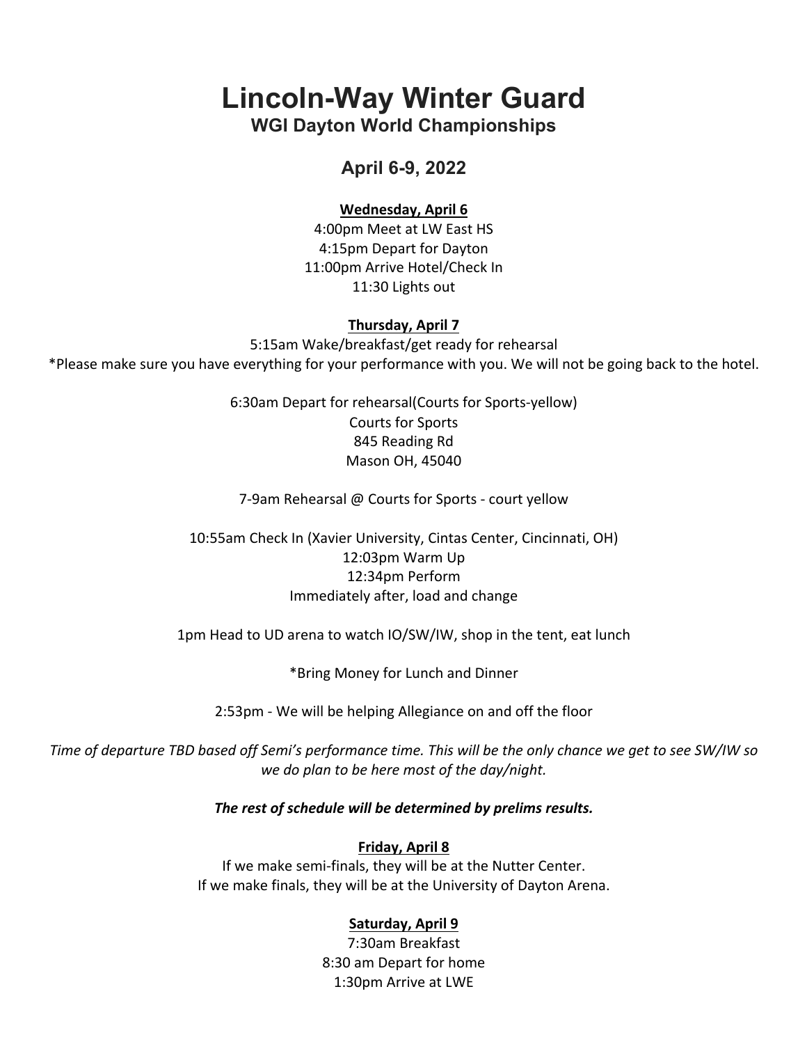# Lincoln-Way Winter Guard

## WGI Dayton World Championships

### April 6-9, 2022

**<u>Wednesday, April 6</u>**

4:00pm Meet at LW East HS
4:15pm Depart for Dayton
11:00pm Arrive Hotel/Check In
11:30 Lights out

**<u>Thursday, April 7</u>**

5:15am Wake/breakfast/get ready for rehearsal
*Please make sure you have everything for your performance with you. We will not be going back to the hotel.

6:30am Depart for rehearsal(Courts for Sports-yellow)
Courts for Sports
845 Reading Rd
Mason OH, 45040

7-9am Rehearsal @ Courts for Sports - court yellow

10:55am Check In (Xavier University, Cintas Center, Cincinnati, OH)
12:03pm Warm Up
12:34pm Perform
Immediately after, load and change

1pm Head to UD arena to watch IO/SW/IW, shop in the tent, eat lunch

*Bring Money for Lunch and Dinner

2:53pm - We will be helping Allegiance on and off the floor

*Time of departure TBD based off Semi's performance time. This will be the only chance we get to see SW/IW so we do plan to be here most of the day/night.*

***The rest of schedule will be determined by prelims results.***

**<u>Friday, April 8</u>**

If we make semi-finals, they will be at the Nutter Center.
If we make finals, they will be at the University of Dayton Arena.

**<u>Saturday, April 9</u>**

7:30am Breakfast
8:30 am Depart for home
1:30pm Arrive at LWE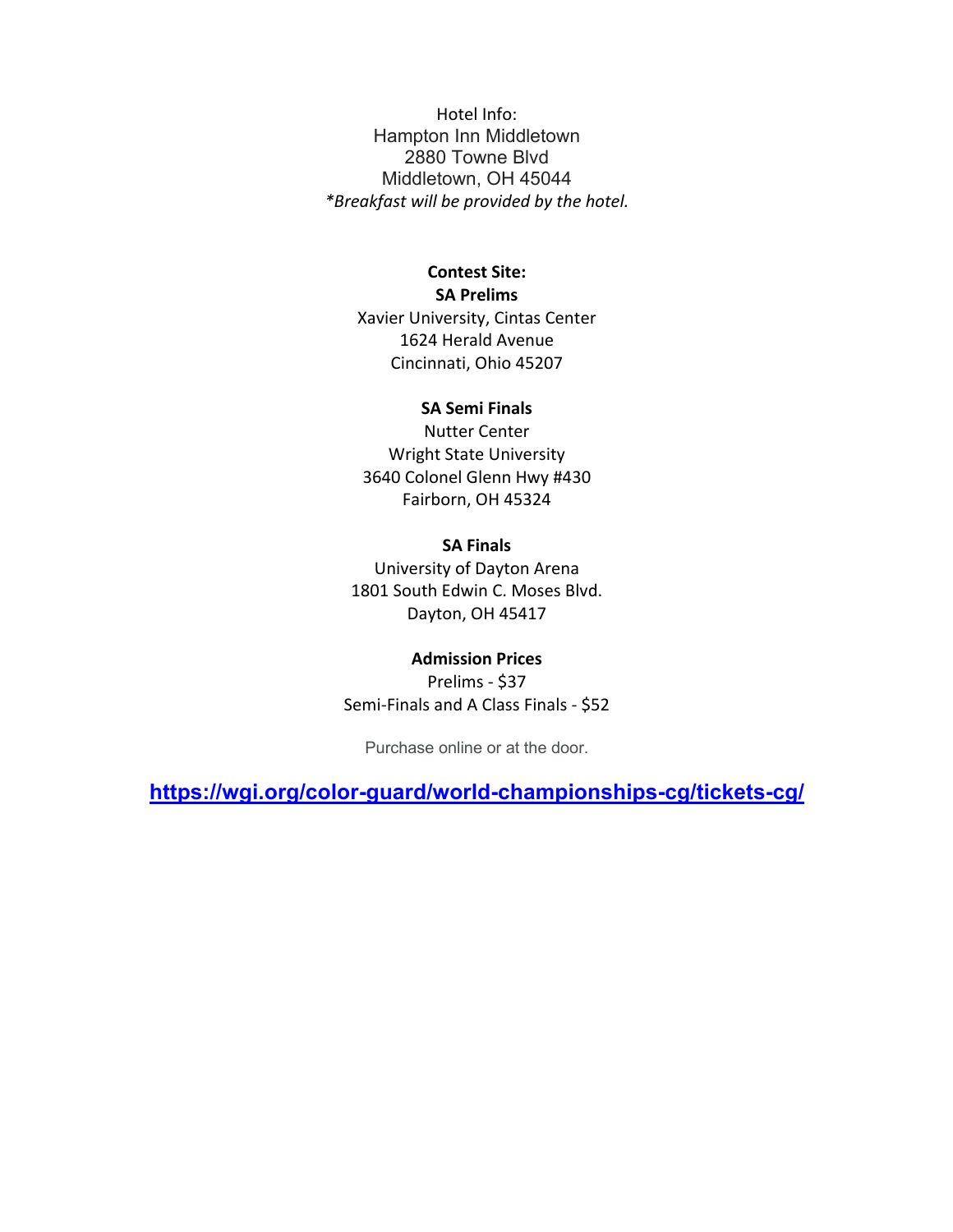Hotel Info:
Hampton Inn Middletown
2880 Towne Blvd
Middletown, OH 45044
*\*Breakfast will be provided by the hotel.*

**Contest Site:**

**SA Prelims**

Xavier University, Cintas Center
1624 Herald Avenue
Cincinnati, Ohio 45207

**SA Semi Finals**

Nutter Center
Wright State University
3640 Colonel Glenn Hwy #430
Fairborn, OH 45324

**SA Finals**

University of Dayton Arena
1801 South Edwin C. Moses Blvd.
Dayton, OH 45417

**Admission Prices**

Prelims - $37
Semi-Finals and A Class Finals - $52

Purchase online or at the door.

**https://wgi.org/color-guard/world-championships-cg/tickets-cg/**